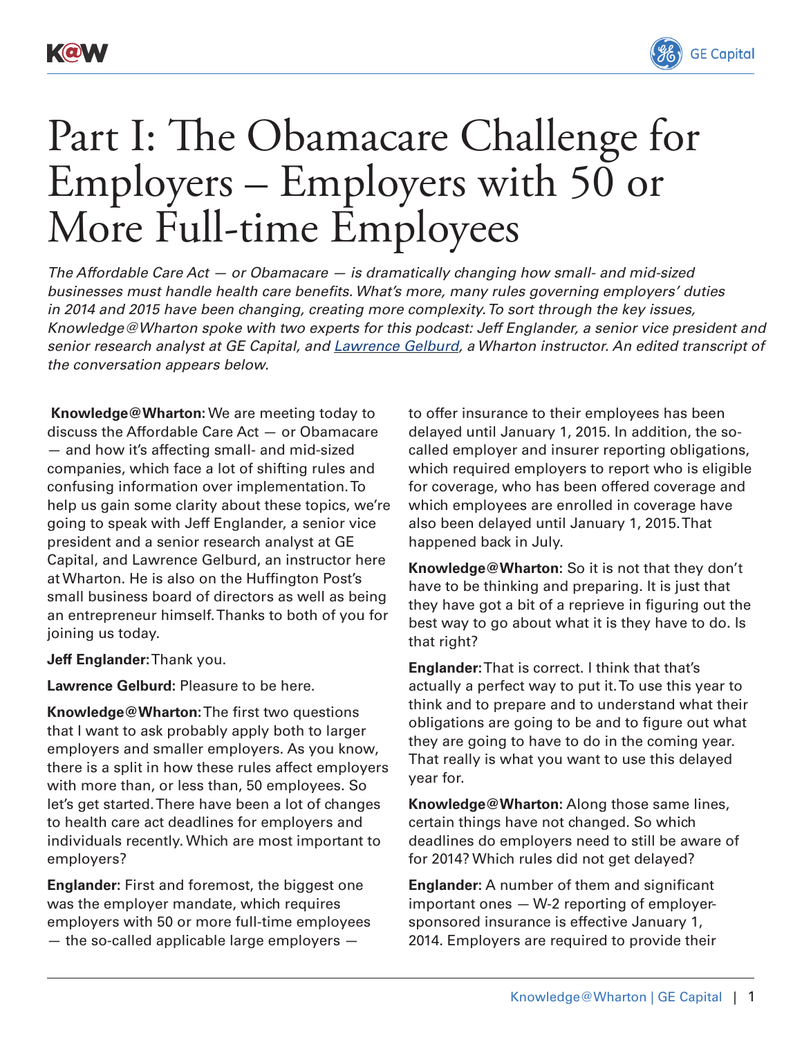# Part I: The Obamacare Challenge for Employers – Employers with 50 or More Full-time Employees

*The Affordable Care Act — or Obamacare — is dramatically changing how small- and mid-sized businesses must handle health care benefits. What's more, many rules governing employers' duties in 2014 and 2015 have been changing, creating more complexity. To sort through the key issues, Knowledge@Wharton spoke with two experts for this podcast: Jeff Englander, a senior vice president and senior research analyst at GE Capital, and Lawrence Gelburd, a Wharton instructor. An edited transcript of the conversation appears below.*

**Knowledge@Wharton:** We are meeting today to discuss the Affordable Care Act — or Obamacare — and how it's affecting small- and mid-sized companies, which face a lot of shifting rules and confusing information over implementation. To help us gain some clarity about these topics, we're going to speak with Jeff Englander, a senior vice president and a senior research analyst at GE Capital, and Lawrence Gelburd, an instructor here at Wharton. He is also on the Huffington Post's small business board of directors as well as being an entrepreneur himself. Thanks to both of you for joining us today.

**Jeff Englander:** Thank you.

**Lawrence Gelburd:** Pleasure to be here.

**Knowledge@Wharton:** The first two questions that I want to ask probably apply both to larger employers and smaller employers. As you know, there is a split in how these rules affect employers with more than, or less than, 50 employees. So let's get started. There have been a lot of changes to health care act deadlines for employers and individuals recently. Which are most important to employers?

**Englander:** First and foremost, the biggest one was the employer mandate, which requires employers with 50 or more full-time employees — the so-called applicable large employers — to offer insurance to their employees has been delayed until January 1, 2015. In addition, the so-called employer and insurer reporting obligations, which required employers to report who is eligible for coverage, who has been offered coverage and which employees are enrolled in coverage have also been delayed until January 1, 2015. That happened back in July.

**Knowledge@Wharton:** So it is not that they don't have to be thinking and preparing. It is just that they have got a bit of a reprieve in figuring out the best way to go about what it is they have to do. Is that right?

**Englander:** That is correct. I think that that's actually a perfect way to put it. To use this year to think and to prepare and to understand what their obligations are going to be and to figure out what they are going to have to do in the coming year. That really is what you want to use this delayed year for.

**Knowledge@Wharton:** Along those same lines, certain things have not changed. So which deadlines do employers need to still be aware of for 2014? Which rules did not get delayed?

**Englander:** A number of them and significant important ones — W-2 reporting of employer-sponsored insurance is effective January 1, 2014. Employers are required to provide their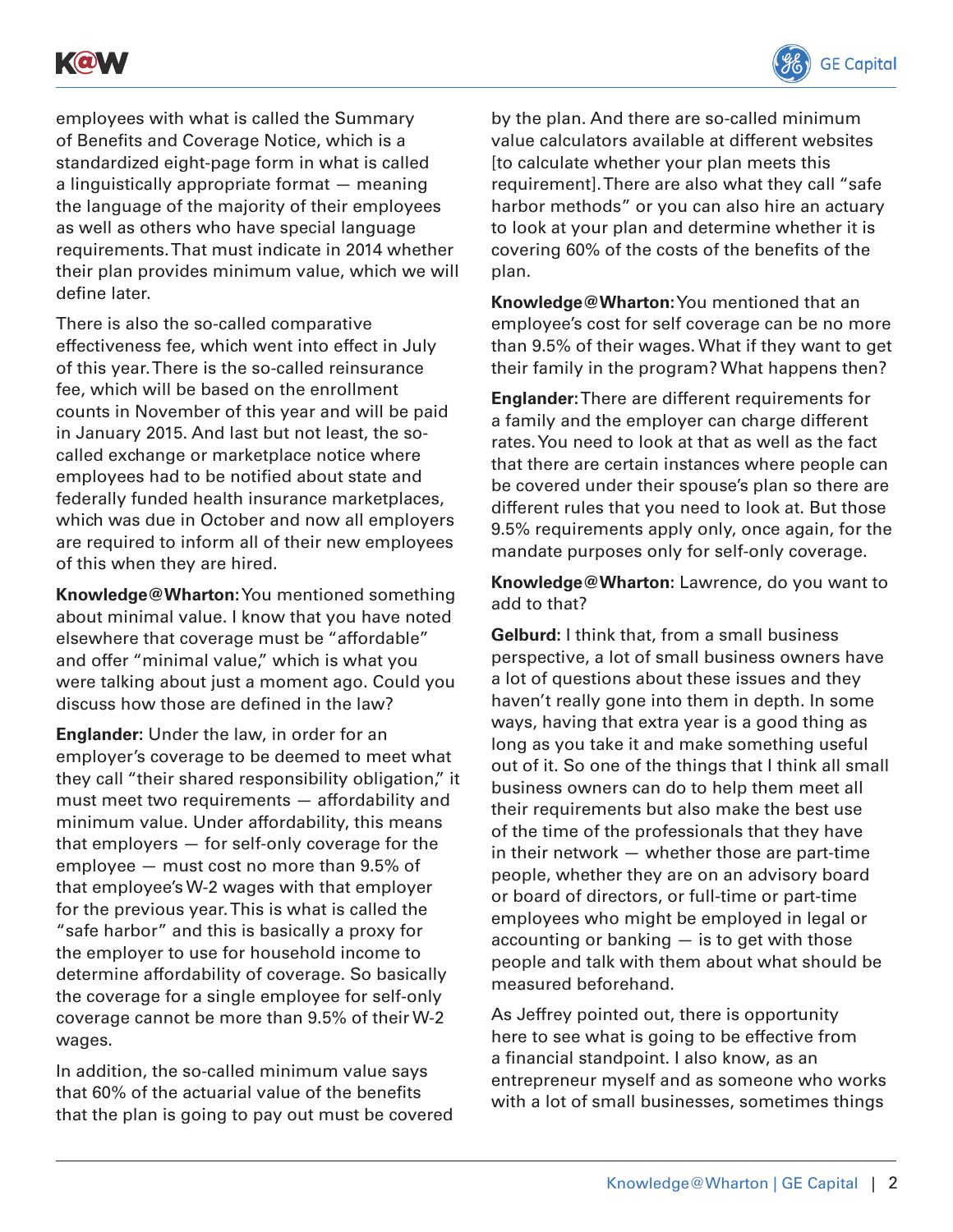employees with what is called the Summary of Benefits and Coverage Notice, which is a standardized eight-page form in what is called a linguistically appropriate format — meaning the language of the majority of their employees as well as others who have special language requirements. That must indicate in 2014 whether their plan provides minimum value, which we will define later.

There is also the so-called comparative effectiveness fee, which went into effect in July of this year. There is the so-called reinsurance fee, which will be based on the enrollment counts in November of this year and will be paid in January 2015. And last but not least, the so-called exchange or marketplace notice where employees had to be notified about state and federally funded health insurance marketplaces, which was due in October and now all employers are required to inform all of their new employees of this when they are hired.

**Knowledge@Wharton:** You mentioned something about minimal value. I know that you have noted elsewhere that coverage must be "affordable" and offer "minimal value," which is what you were talking about just a moment ago. Could you discuss how those are defined in the law?

**Englander:** Under the law, in order for an employer's coverage to be deemed to meet what they call "their shared responsibility obligation," it must meet two requirements — affordability and minimum value. Under affordability, this means that employers — for self-only coverage for the employee — must cost no more than 9.5% of that employee's W-2 wages with that employer for the previous year. This is what is called the "safe harbor" and this is basically a proxy for the employer to use for household income to determine affordability of coverage. So basically the coverage for a single employee for self-only coverage cannot be more than 9.5% of their W-2 wages.

In addition, the so-called minimum value says that 60% of the actuarial value of the benefits that the plan is going to pay out must be covered by the plan. And there are so-called minimum value calculators available at different websites [to calculate whether your plan meets this requirement]. There are also what they call "safe harbor methods" or you can also hire an actuary to look at your plan and determine whether it is covering 60% of the costs of the benefits of the plan.

**Knowledge@Wharton:** You mentioned that an employee's cost for self coverage can be no more than 9.5% of their wages. What if they want to get their family in the program? What happens then?

**Englander:** There are different requirements for a family and the employer can charge different rates. You need to look at that as well as the fact that there are certain instances where people can be covered under their spouse's plan so there are different rules that you need to look at. But those 9.5% requirements apply only, once again, for the mandate purposes only for self-only coverage.

**Knowledge@Wharton:** Lawrence, do you want to add to that?

**Gelburd:** I think that, from a small business perspective, a lot of small business owners have a lot of questions about these issues and they haven't really gone into them in depth. In some ways, having that extra year is a good thing as long as you take it and make something useful out of it. So one of the things that I think all small business owners can do to help them meet all their requirements but also make the best use of the time of the professionals that they have in their network — whether those are part-time people, whether they are on an advisory board or board of directors, or full-time or part-time employees who might be employed in legal or accounting or banking — is to get with those people and talk with them about what should be measured beforehand.

As Jeffrey pointed out, there is opportunity here to see what is going to be effective from a financial standpoint. I also know, as an entrepreneur myself and as someone who works with a lot of small businesses, sometimes things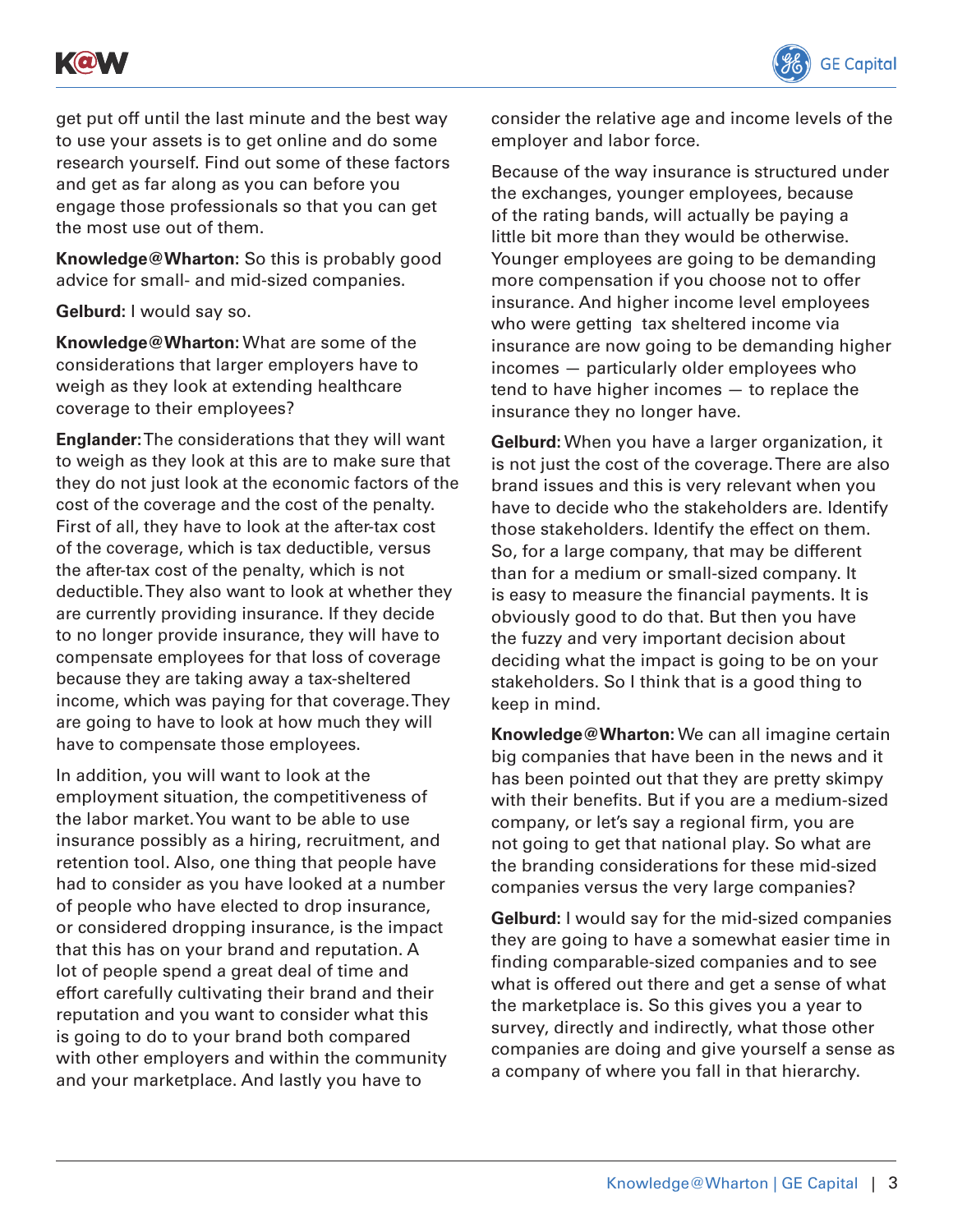get put off until the last minute and the best way to use your assets is to get online and do some research yourself. Find out some of these factors and get as far along as you can before you engage those professionals so that you can get the most use out of them.

**Knowledge@Wharton:** So this is probably good advice for small- and mid-sized companies.

**Gelburd:** I would say so.

**Knowledge@Wharton:** What are some of the considerations that larger employers have to weigh as they look at extending healthcare coverage to their employees?

**Englander:** The considerations that they will want to weigh as they look at this are to make sure that they do not just look at the economic factors of the cost of the coverage and the cost of the penalty. First of all, they have to look at the after-tax cost of the coverage, which is tax deductible, versus the after-tax cost of the penalty, which is not deductible. They also want to look at whether they are currently providing insurance. If they decide to no longer provide insurance, they will have to compensate employees for that loss of coverage because they are taking away a tax-sheltered income, which was paying for that coverage. They are going to have to look at how much they will have to compensate those employees.

In addition, you will want to look at the employment situation, the competitiveness of the labor market. You want to be able to use insurance possibly as a hiring, recruitment, and retention tool. Also, one thing that people have had to consider as you have looked at a number of people who have elected to drop insurance, or considered dropping insurance, is the impact that this has on your brand and reputation. A lot of people spend a great deal of time and effort carefully cultivating their brand and their reputation and you want to consider what this is going to do to your brand both compared with other employers and within the community and your marketplace. And lastly you have to consider the relative age and income levels of the employer and labor force.

Because of the way insurance is structured under the exchanges, younger employees, because of the rating bands, will actually be paying a little bit more than they would be otherwise. Younger employees are going to be demanding more compensation if you choose not to offer insurance. And higher income level employees who were getting tax sheltered income via insurance are now going to be demanding higher incomes — particularly older employees who tend to have higher incomes — to replace the insurance they no longer have.

**Gelburd:** When you have a larger organization, it is not just the cost of the coverage. There are also brand issues and this is very relevant when you have to decide who the stakeholders are. Identify those stakeholders. Identify the effect on them. So, for a large company, that may be different than for a medium or small-sized company. It is easy to measure the financial payments. It is obviously good to do that. But then you have the fuzzy and very important decision about deciding what the impact is going to be on your stakeholders. So I think that is a good thing to keep in mind.

**Knowledge@Wharton:** We can all imagine certain big companies that have been in the news and it has been pointed out that they are pretty skimpy with their benefits. But if you are a medium-sized company, or let's say a regional firm, you are not going to get that national play. So what are the branding considerations for these mid-sized companies versus the very large companies?

**Gelburd:** I would say for the mid-sized companies they are going to have a somewhat easier time in finding comparable-sized companies and to see what is offered out there and get a sense of what the marketplace is. So this gives you a year to survey, directly and indirectly, what those other companies are doing and give yourself a sense as a company of where you fall in that hierarchy.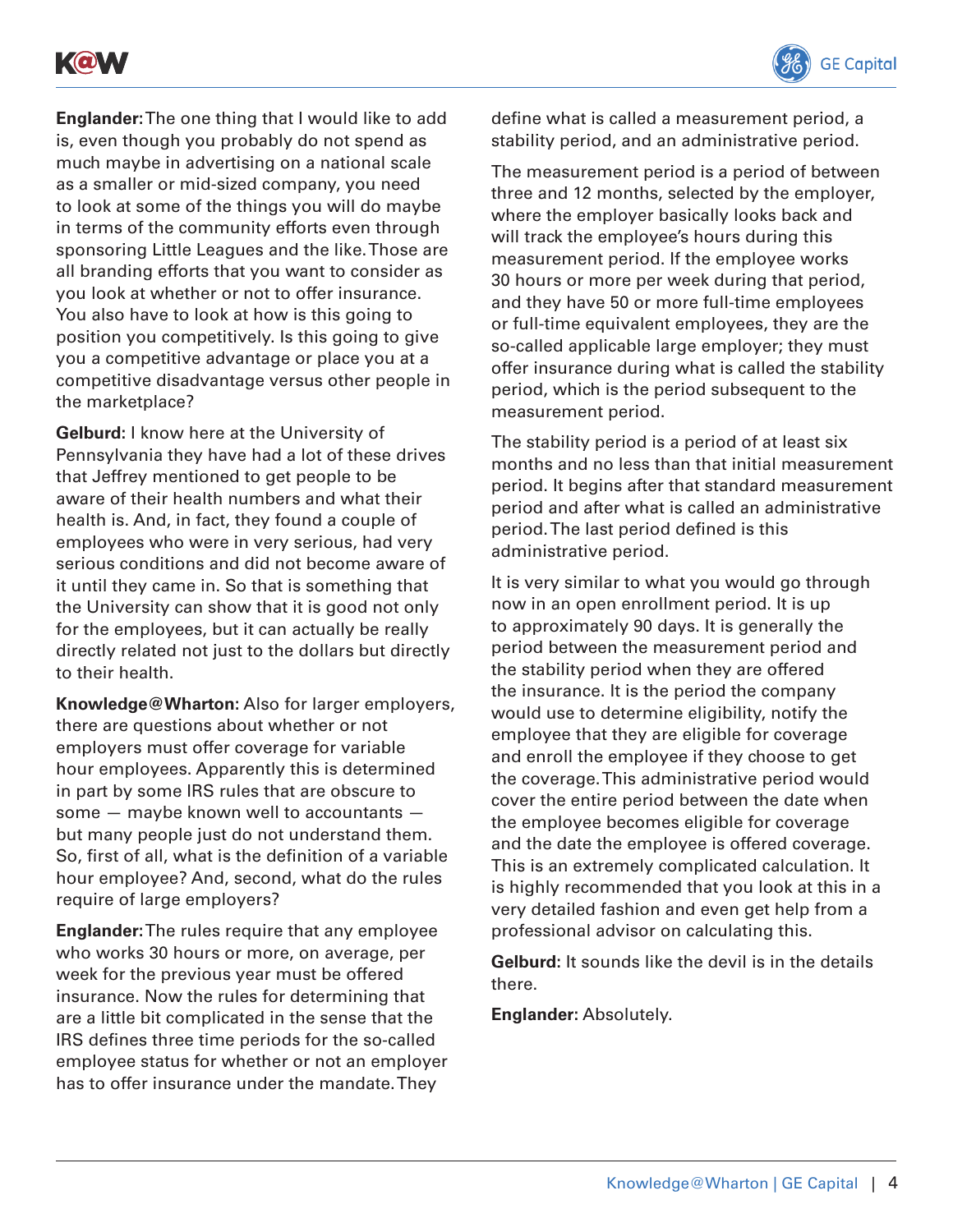**Englander:** The one thing that I would like to add is, even though you probably do not spend as much maybe in advertising on a national scale as a smaller or mid-sized company, you need to look at some of the things you will do maybe in terms of the community efforts even through sponsoring Little Leagues and the like. Those are all branding efforts that you want to consider as you look at whether or not to offer insurance. You also have to look at how is this going to position you competitively. Is this going to give you a competitive advantage or place you at a competitive disadvantage versus other people in the marketplace?

**Gelburd:** I know here at the University of Pennsylvania they have had a lot of these drives that Jeffrey mentioned to get people to be aware of their health numbers and what their health is. And, in fact, they found a couple of employees who were in very serious, had very serious conditions and did not become aware of it until they came in. So that is something that the University can show that it is good not only for the employees, but it can actually be really directly related not just to the dollars but directly to their health.

**Knowledge@Wharton:** Also for larger employers, there are questions about whether or not employers must offer coverage for variable hour employees. Apparently this is determined in part by some IRS rules that are obscure to some — maybe known well to accountants — but many people just do not understand them. So, first of all, what is the definition of a variable hour employee? And, second, what do the rules require of large employers?

**Englander:** The rules require that any employee who works 30 hours or more, on average, per week for the previous year must be offered insurance. Now the rules for determining that are a little bit complicated in the sense that the IRS defines three time periods for the so-called employee status for whether or not an employer has to offer insurance under the mandate. They define what is called a measurement period, a stability period, and an administrative period.

The measurement period is a period of between three and 12 months, selected by the employer, where the employer basically looks back and will track the employee's hours during this measurement period. If the employee works 30 hours or more per week during that period, and they have 50 or more full-time employees or full-time equivalent employees, they are the so-called applicable large employer; they must offer insurance during what is called the stability period, which is the period subsequent to the measurement period.

The stability period is a period of at least six months and no less than that initial measurement period. It begins after that standard measurement period and after what is called an administrative period. The last period defined is this administrative period.

It is very similar to what you would go through now in an open enrollment period. It is up to approximately 90 days. It is generally the period between the measurement period and the stability period when they are offered the insurance. It is the period the company would use to determine eligibility, notify the employee that they are eligible for coverage and enroll the employee if they choose to get the coverage. This administrative period would cover the entire period between the date when the employee becomes eligible for coverage and the date the employee is offered coverage. This is an extremely complicated calculation. It is highly recommended that you look at this in a very detailed fashion and even get help from a professional advisor on calculating this.

**Gelburd:** It sounds like the devil is in the details there.

**Englander:** Absolutely.